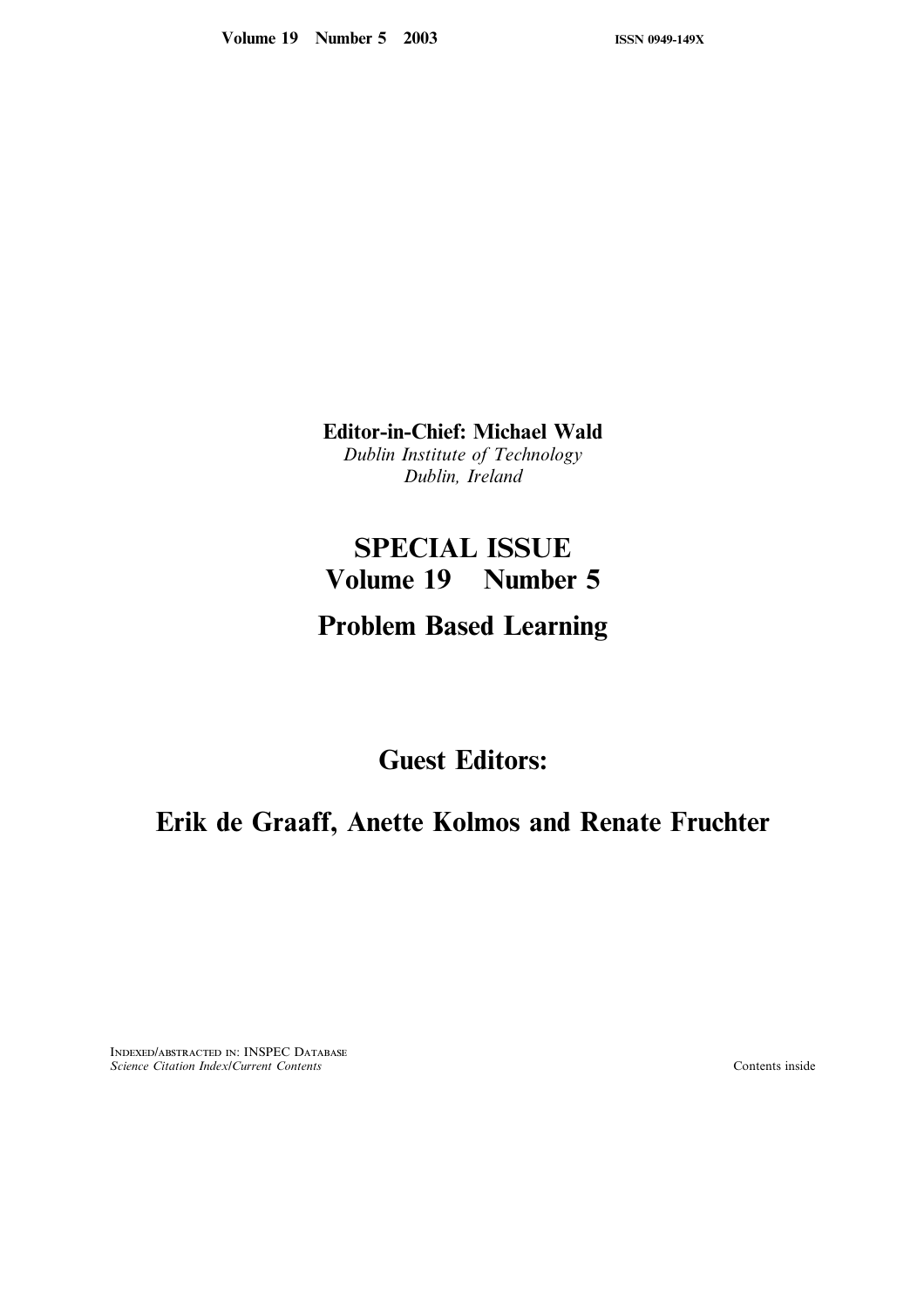**Volume 19 Number 5 2003** **ISSN 0949-149X**

**Editor-in-Chief: Michael Wald**

*Dublin Institute of Technology*
*Dublin, Ireland*

# SPECIAL ISSUE
# Volume 19 Number 5

# Problem Based Learning

## Guest Editors:

## Erik de Graaff, Anette Kolmos and Renate Fruchter

INDEXED/ABSTRACTED IN: INSPEC DATABASE
*Science Citation Index/Current Contents*

Contents inside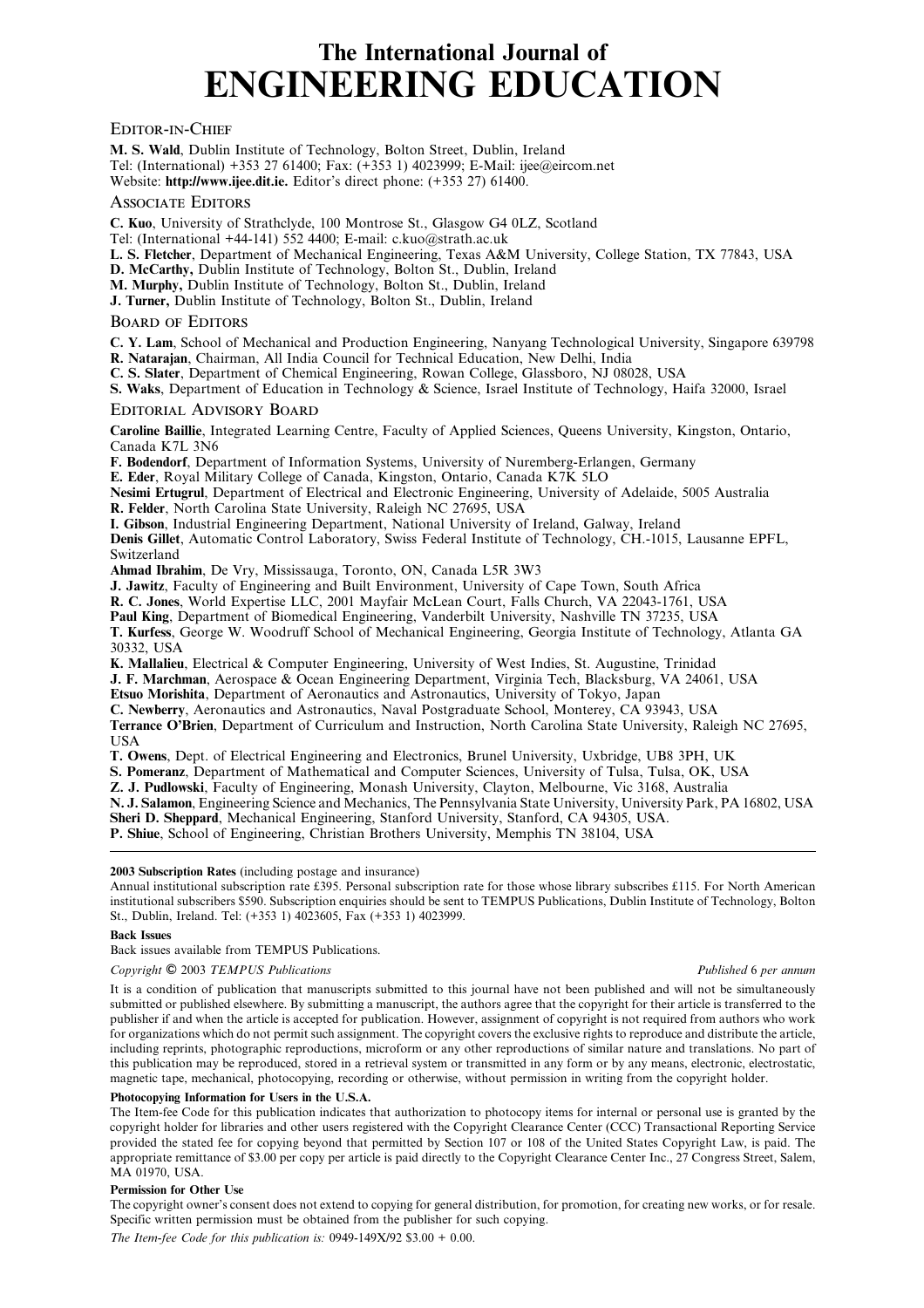# The International Journal of ENGINEERING EDUCATION

## Editor-in-Chief

**M. S. Wald**, Dublin Institute of Technology, Bolton Street, Dublin, Ireland
Tel: (International) +353 27 61400; Fax: (+353 1) 4023999; E-Mail: ijee@eircom.net
Website: **http://www.ijee.dit.ie.** Editor's direct phone: (+353 27) 61400.

## Associate Editors

**C. Kuo**, University of Strathclyde, 100 Montrose St., Glasgow G4 0LZ, Scotland
Tel: (International +44-141) 552 4400; E-mail: c.kuo@strath.ac.uk
**L. S. Fletcher**, Department of Mechanical Engineering, Texas A&M University, College Station, TX 77843, USA
**D. McCarthy,** Dublin Institute of Technology, Bolton St., Dublin, Ireland
**M. Murphy,** Dublin Institute of Technology, Bolton St., Dublin, Ireland
**J. Turner,** Dublin Institute of Technology, Bolton St., Dublin, Ireland

## Board of Editors

**C. Y. Lam**, School of Mechanical and Production Engineering, Nanyang Technological University, Singapore 639798
**R. Natarajan**, Chairman, All India Council for Technical Education, New Delhi, India
**C. S. Slater**, Department of Chemical Engineering, Rowan College, Glassboro, NJ 08028, USA
**S. Waks**, Department of Education in Technology & Science, Israel Institute of Technology, Haifa 32000, Israel

## Editorial Advisory Board

**Caroline Baillie**, Integrated Learning Centre, Faculty of Applied Sciences, Queens University, Kingston, Ontario, Canada K7L 3N6
**F. Bodendorf**, Department of Information Systems, University of Nuremberg-Erlangen, Germany
**E. Eder**, Royal Military College of Canada, Kingston, Ontario, Canada K7K 5LO
**Nesimi Ertugrul**, Department of Electrical and Electronic Engineering, University of Adelaide, 5005 Australia
**R. Felder**, North Carolina State University, Raleigh NC 27695, USA
**I. Gibson**, Industrial Engineering Department, National University of Ireland, Galway, Ireland
**Denis Gillet**, Automatic Control Laboratory, Swiss Federal Institute of Technology, CH.-1015, Lausanne EPFL, Switzerland
**Ahmad Ibrahim**, De Vry, Mississauga, Toronto, ON, Canada L5R 3W3
**J. Jawitz**, Faculty of Engineering and Built Environment, University of Cape Town, South Africa
**R. C. Jones**, World Expertise LLC, 2001 Mayfair McLean Court, Falls Church, VA 22043-1761, USA
**Paul King**, Department of Biomedical Engineering, Vanderbilt University, Nashville TN 37235, USA
**T. Kurfess**, George W. Woodruff School of Mechanical Engineering, Georgia Institute of Technology, Atlanta GA 30332, USA
**K. Mallalieu**, Electrical & Computer Engineering, University of West Indies, St. Augustine, Trinidad
**J. F. Marchman**, Aerospace & Ocean Engineering Department, Virginia Tech, Blacksburg, VA 24061, USA
**Etsuo Morishita**, Department of Aeronautics and Astronautics, University of Tokyo, Japan
**C. Newberry**, Aeronautics and Astronautics, Naval Postgraduate School, Monterey, CA 93943, USA
**Terrance O'Brien**, Department of Curriculum and Instruction, North Carolina State University, Raleigh NC 27695, USA
**T. Owens**, Dept. of Electrical Engineering and Electronics, Brunel University, Uxbridge, UB8 3PH, UK
**S. Pomeranz**, Department of Mathematical and Computer Sciences, University of Tulsa, Tulsa, OK, USA
**Z. J. Pudlowski**, Faculty of Engineering, Monash University, Clayton, Melbourne, Vic 3168, Australia
**N. J. Salamon**, Engineering Science and Mechanics, The Pennsylvania State University, University Park, PA 16802, USA
**Sheri D. Sheppard**, Mechanical Engineering, Stanford University, Stanford, CA 94305, USA.
**P. Shiue**, School of Engineering, Christian Brothers University, Memphis TN 38104, USA

---

**2003 Subscription Rates** (including postage and insurance)

Annual institutional subscription rate £395. Personal subscription rate for those whose library subscribes £115. For North American institutional subscribers $590. Subscription enquiries should be sent to TEMPUS Publications, Dublin Institute of Technology, Bolton St., Dublin, Ireland. Tel: (+353 1) 4023605, Fax (+353 1) 4023999.

**Back Issues**

Back issues available from TEMPUS Publications.

*Copyright* © 2003 *TEMPUS Publications* — *Published* 6 *per annum*

It is a condition of publication that manuscripts submitted to this journal have not been published and will not be simultaneously submitted or published elsewhere. By submitting a manuscript, the authors agree that the copyright for their article is transferred to the publisher if and when the article is accepted for publication. However, assignment of copyright is not required from authors who work for organizations which do not permit such assignment. The copyright covers the exclusive rights to reproduce and distribute the article, including reprints, photographic reproductions, microform or any other reproductions of similar nature and translations. No part of this publication may be reproduced, stored in a retrieval system or transmitted in any form or by any means, electronic, electrostatic, magnetic tape, mechanical, photocopying, recording or otherwise, without permission in writing from the copyright holder.

**Photocopying Information for Users in the U.S.A.**

The Item-fee Code for this publication indicates that authorization to photocopy items for internal or personal use is granted by the copyright holder for libraries and other users registered with the Copyright Clearance Center (CCC) Transactional Reporting Service provided the stated fee for copying beyond that permitted by Section 107 or 108 of the United States Copyright Law, is paid. The appropriate remittance of $3.00 per copy per article is paid directly to the Copyright Clearance Center Inc., 27 Congress Street, Salem, MA 01970, USA.

**Permission for Other Use**

The copyright owner's consent does not extend to copying for general distribution, for promotion, for creating new works, or for resale. Specific written permission must be obtained from the publisher for such copying.

*The Item-fee Code for this publication is:* 0949-149X/92 $3.00 + 0.00.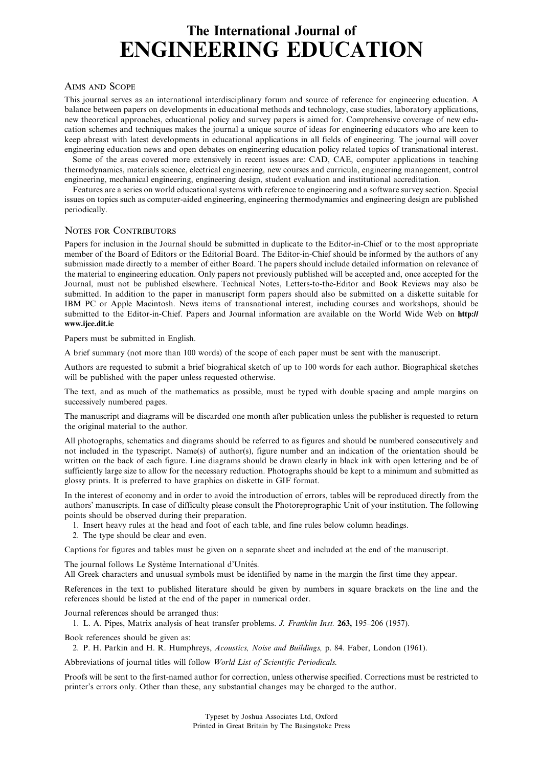# The International Journal of ENGINEERING EDUCATION

## Aims and Scope

This journal serves as an international interdisciplinary forum and source of reference for engineering education. A balance between papers on developments in educational methods and technology, case studies, laboratory applications, new theoretical approaches, educational policy and survey papers is aimed for. Comprehensive coverage of new education schemes and techniques makes the journal a unique source of ideas for engineering educators who are keen to keep abreast with latest developments in educational applications in all fields of engineering. The journal will cover engineering education news and open debates on engineering education policy related topics of transnational interest.

Some of the areas covered more extensively in recent issues are: CAD, CAE, computer applications in teaching thermodynamics, materials science, electrical engineering, new courses and curricula, engineering management, control engineering, mechanical engineering, engineering design, student evaluation and institutional accreditation.

Features are a series on world educational systems with reference to engineering and a software survey section. Special issues on topics such as computer-aided engineering, engineering thermodynamics and engineering design are published periodically.

## Notes for Contributors

Papers for inclusion in the Journal should be submitted in duplicate to the Editor-in-Chief or to the most appropriate member of the Board of Editors or the Editorial Board. The Editor-in-Chief should be informed by the authors of any submission made directly to a member of either Board. The papers should include detailed information on relevance of the material to engineering education. Only papers not previously published will be accepted and, once accepted for the Journal, must not be published elsewhere. Technical Notes, Letters-to-the-Editor and Book Reviews may also be submitted. In addition to the paper in manuscript form papers should also be submitted on a diskette suitable for IBM PC or Apple Macintosh. News items of transnational interest, including courses and workshops, should be submitted to the Editor-in-Chief. Papers and Journal information are available on the World Wide Web on **http://www.ijee.dit.ie**

Papers must be submitted in English.

A brief summary (not more than 100 words) of the scope of each paper must be sent with the manuscript.

Authors are requested to submit a brief biograhical sketch of up to 100 words for each author. Biographical sketches will be published with the paper unless requested otherwise.

The text, and as much of the mathematics as possible, must be typed with double spacing and ample margins on successively numbered pages.

The manuscript and diagrams will be discarded one month after publication unless the publisher is requested to return the original material to the author.

All photographs, schematics and diagrams should be referred to as figures and should be numbered consecutively and not included in the typescript. Name(s) of author(s), figure number and an indication of the orientation should be written on the back of each figure. Line diagrams should be drawn clearly in black ink with open lettering and be of sufficiently large size to allow for the necessary reduction. Photographs should be kept to a minimum and submitted as glossy prints. It is preferred to have graphics on diskette in GIF format.

In the interest of economy and in order to avoid the introduction of errors, tables will be reproduced directly from the authors' manuscripts. In case of difficulty please consult the Photoreprographic Unit of your institution. The following points should be observed during their preparation.

1. Insert heavy rules at the head and foot of each table, and fine rules below column headings.
2. The type should be clear and even.

Captions for figures and tables must be given on a separate sheet and included at the end of the manuscript.

The journal follows Le Système International d'Unités.
All Greek characters and unusual symbols must be identified by name in the margin the first time they appear.

References in the text to published literature should be given by numbers in square brackets on the line and the references should be listed at the end of the paper in numerical order.

Journal references should be arranged thus:

1. L. A. Pipes, Matrix analysis of heat transfer problems. *J. Franklin Inst.* **263,** 195–206 (1957).

Book references should be given as:

2. P. H. Parkin and H. R. Humphreys, *Acoustics, Noise and Buildings,* p. 84. Faber, London (1961).

Abbreviations of journal titles will follow *World List of Scientific Periodicals.*

Proofs will be sent to the first-named author for correction, unless otherwise specified. Corrections must be restricted to printer's errors only. Other than these, any substantial changes may be charged to the author.

Typeset by Joshua Associates Ltd, Oxford
Printed in Great Britain by The Basingstoke Press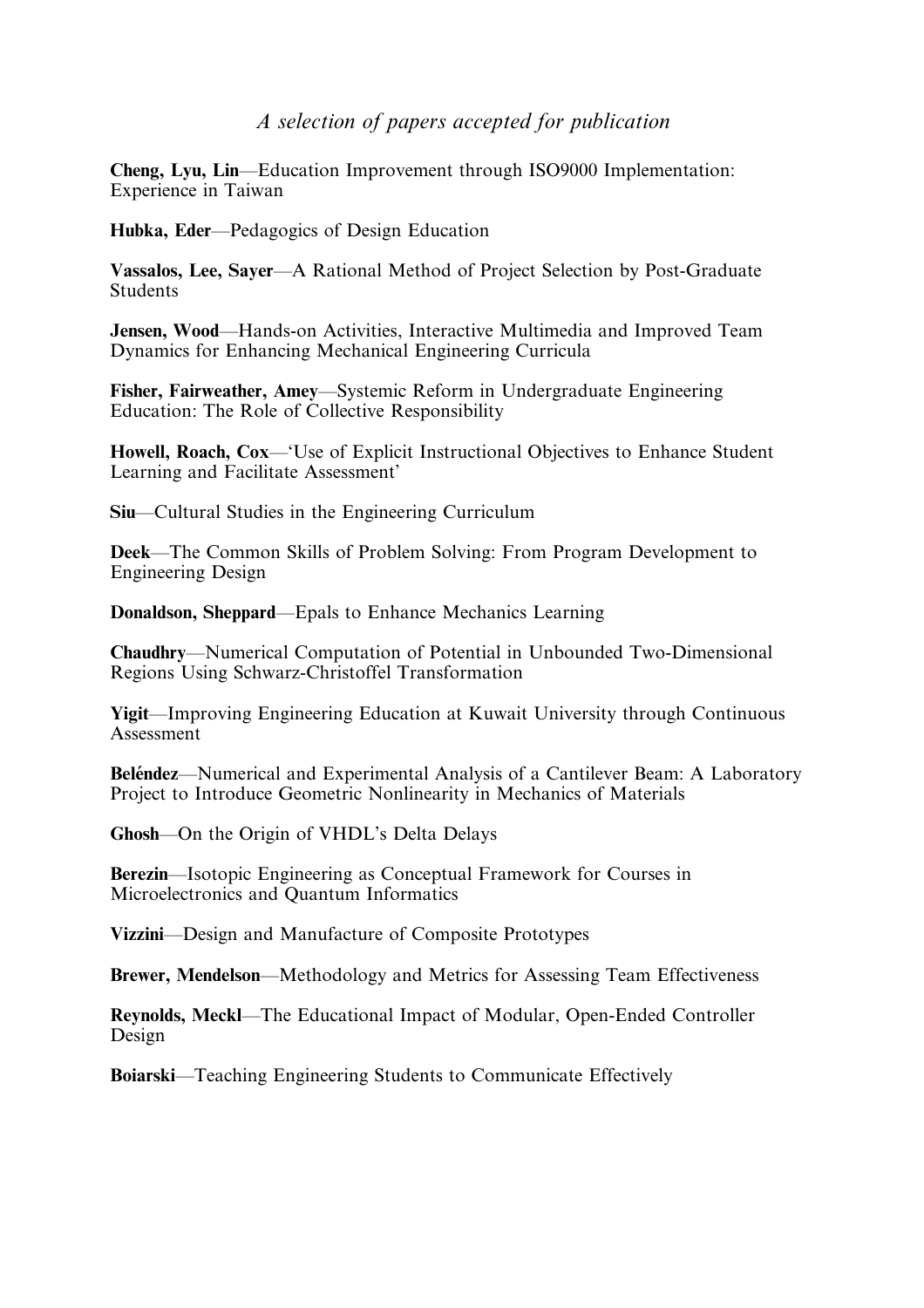## *A selection of papers accepted for publication*

**Cheng, Lyu, Lin**—Education Improvement through ISO9000 Implementation: Experience in Taiwan

**Hubka, Eder**—Pedagogics of Design Education

**Vassalos, Lee, Sayer**—A Rational Method of Project Selection by Post-Graduate Students

**Jensen, Wood**—Hands-on Activities, Interactive Multimedia and Improved Team Dynamics for Enhancing Mechanical Engineering Curricula

**Fisher, Fairweather, Amey**—Systemic Reform in Undergraduate Engineering Education: The Role of Collective Responsibility

**Howell, Roach, Cox**—'Use of Explicit Instructional Objectives to Enhance Student Learning and Facilitate Assessment'

**Siu**—Cultural Studies in the Engineering Curriculum

**Deek**—The Common Skills of Problem Solving: From Program Development to Engineering Design

**Donaldson, Sheppard**—Epals to Enhance Mechanics Learning

**Chaudhry**—Numerical Computation of Potential in Unbounded Two-Dimensional Regions Using Schwarz-Christoffel Transformation

**Yigit**—Improving Engineering Education at Kuwait University through Continuous Assessment

**Beléndez**—Numerical and Experimental Analysis of a Cantilever Beam: A Laboratory Project to Introduce Geometric Nonlinearity in Mechanics of Materials

**Ghosh**—On the Origin of VHDL's Delta Delays

**Berezin**—Isotopic Engineering as Conceptual Framework for Courses in Microelectronics and Quantum Informatics

**Vizzini**—Design and Manufacture of Composite Prototypes

**Brewer, Mendelson**—Methodology and Metrics for Assessing Team Effectiveness

**Reynolds, Meckl**—The Educational Impact of Modular, Open-Ended Controller Design

**Boiarski**—Teaching Engineering Students to Communicate Effectively